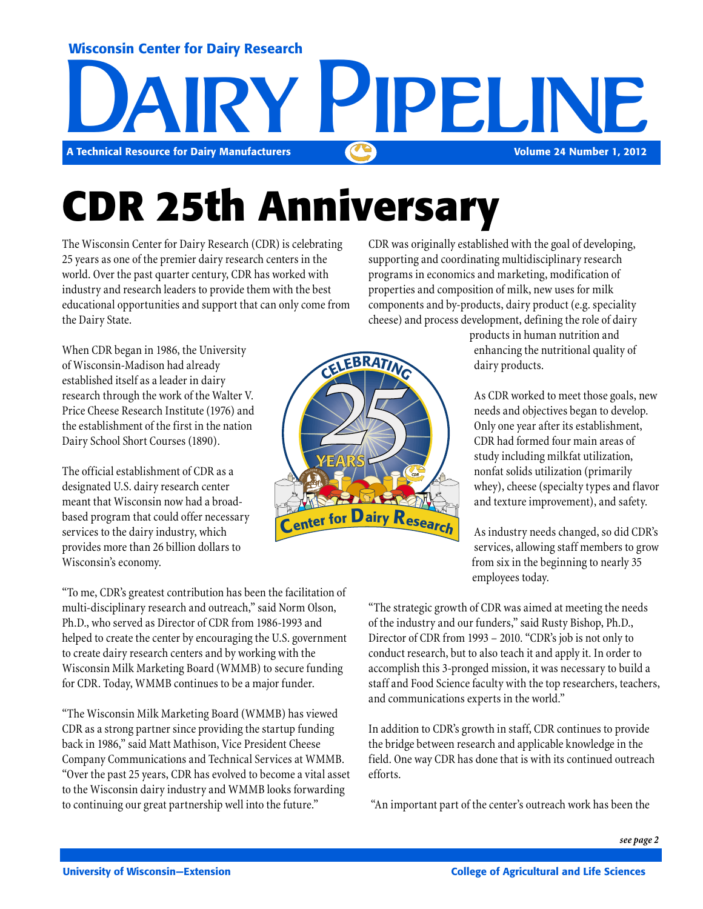Wisconsin Center for Dairy Research

# Dairy Pipeline

A Technical Resource for Dairy Manufacturers

Volume 24 Number 1, 2012

# CDR 25th Anniversary

The Wisconsin Center for Dairy Research (CDR) is celebrating 25 years as one of the premier dairy research centers in the world. Over the past quarter century, CDR has worked with industry and research leaders to provide them with the best educational opportunities and support that can only come from the Dairy State.

When CDR began in 1986, the University of Wisconsin-Madison had already established itself as a leader in dairy research through the work of the Walter V. Price Cheese Research Institute (1976) and the establishment of the first in the nation Dairy School Short Courses (1890).

The official establishment of CDR as a designated U.S. dairy research center meant that Wisconsin now had a broad-based program that could offer necessary services to the dairy industry, which provides more than 26 billion dollars to Wisconsin's economy.

"To me, CDR's greatest contribution has been the facilitation of multi-disciplinary research and outreach," said Norm Olson, Ph.D., who served as Director of CDR from 1986-1993 and helped to create the center by encouraging the U.S. government to create dairy research centers and by working with the Wisconsin Milk Marketing Board (WMMB) to secure funding for CDR. Today, WMMB continues to be a major funder.

"The Wisconsin Milk Marketing Board (WMMB) has viewed CDR as a strong partner since providing the startup funding back in 1986," said Matt Mathison, Vice President Cheese Company Communications and Technical Services at WMMB. "Over the past 25 years, CDR has evolved to become a vital asset to the Wisconsin dairy industry and WMMB looks forwarding to continuing our great partnership well into the future."

CDR was originally established with the goal of developing, supporting and coordinating multidisciplinary research programs in economics and marketing, modification of properties and composition of milk, new uses for milk components and by-products, dairy product (e.g. speciality cheese) and process development, defining the role of dairy products in human nutrition and enhancing the nutritional quality of dairy products.

As CDR worked to meet those goals, new needs and objectives began to develop. Only one year after its establishment, CDR had formed four main areas of study including milkfat utilization, nonfat solids utilization (primarily whey), cheese (specialty types and flavor and texture improvement), and safety.

As industry needs changed, so did CDR's services, allowing staff members to grow from six in the beginning to nearly 35 employees today.

"The strategic growth of CDR was aimed at meeting the needs of the industry and our funders," said Rusty Bishop, Ph.D., Director of CDR from 1993 – 2010. "CDR's job is not only to conduct research, but to also teach it and apply it. In order to accomplish this 3-pronged mission, it was necessary to build a staff and Food Science faculty with the top researchers, teachers, and communications experts in the world."

In addition to CDR's growth in staff, CDR continues to provide the bridge between research and applicable knowledge in the field. One way CDR has done that is with its continued outreach efforts.

"An important part of the center's outreach work has been the

*see page 2*

University of Wisconsin—Extension

College of Agricultural and Life Sciences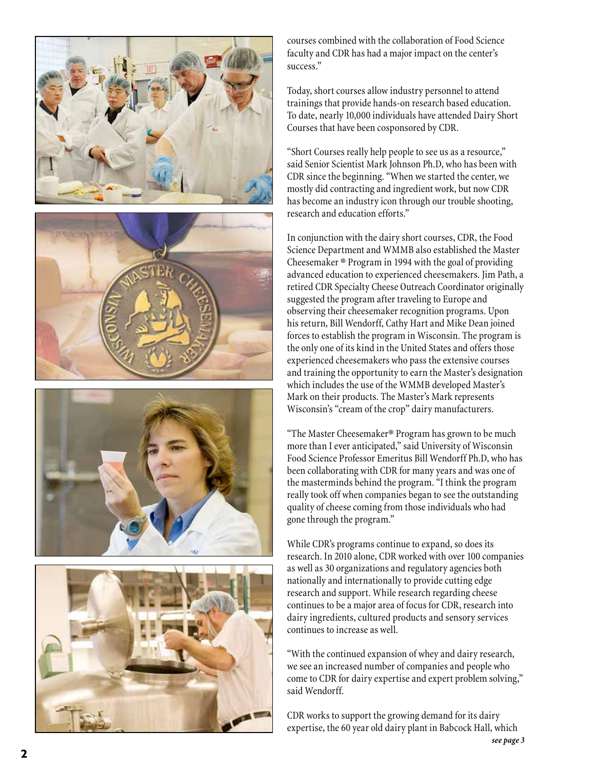courses combined with the collaboration of Food Science faculty and CDR has had a major impact on the center's success."

Today, short courses allow industry personnel to attend trainings that provide hands-on research based education. To date, nearly 10,000 individuals have attended Dairy Short Courses that have been cosponsored by CDR.

"Short Courses really help people to see us as a resource," said Senior Scientist Mark Johnson Ph.D, who has been with CDR since the beginning. "When we started the center, we mostly did contracting and ingredient work, but now CDR has become an industry icon through our trouble shooting, research and education efforts."

In conjunction with the dairy short courses, CDR, the Food Science Department and WMMB also established the Master Cheesemaker ® Program in 1994 with the goal of providing advanced education to experienced cheesemakers. Jim Path, a retired CDR Specialty Cheese Outreach Coordinator originally suggested the program after traveling to Europe and observing their cheesemaker recognition programs. Upon his return, Bill Wendorff, Cathy Hart and Mike Dean joined forces to establish the program in Wisconsin. The program is the only one of its kind in the United States and offers those experienced cheesemakers who pass the extensive courses and training the opportunity to earn the Master's designation which includes the use of the WMMB developed Master's Mark on their products. The Master's Mark represents Wisconsin's "cream of the crop" dairy manufacturers.

"The Master Cheesemaker® Program has grown to be much more than I ever anticipated," said University of Wisconsin Food Science Professor Emeritus Bill Wendorff Ph.D, who has been collaborating with CDR for many years and was one of the masterminds behind the program. "I think the program really took off when companies began to see the outstanding quality of cheese coming from those individuals who had gone through the program."

While CDR's programs continue to expand, so does its research. In 2010 alone, CDR worked with over 100 companies as well as 30 organizations and regulatory agencies both nationally and internationally to provide cutting edge research and support. While research regarding cheese continues to be a major area of focus for CDR, research into dairy ingredients, cultured products and sensory services continues to increase as well.

"With the continued expansion of whey and dairy research, we see an increased number of companies and people who come to CDR for dairy expertise and expert problem solving," said Wendorff.

CDR works to support the growing demand for its dairy expertise, the 60 year old dairy plant in Babcock Hall, which

*see page 3*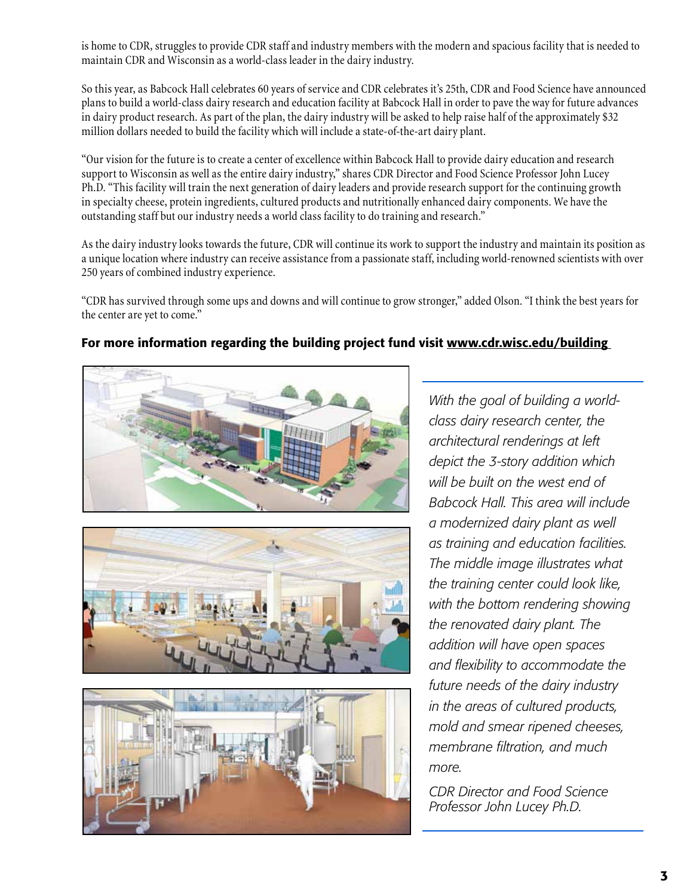is home to CDR, struggles to provide CDR staff and industry members with the modern and spacious facility that is needed to maintain CDR and Wisconsin as a world-class leader in the dairy industry.

So this year, as Babcock Hall celebrates 60 years of service and CDR celebrates it's 25th, CDR and Food Science have announced plans to build a world-class dairy research and education facility at Babcock Hall in order to pave the way for future advances in dairy product research. As part of the plan, the dairy industry will be asked to help raise half of the approximately $32 million dollars needed to build the facility which will include a state-of-the-art dairy plant.

"Our vision for the future is to create a center of excellence within Babcock Hall to provide dairy education and research support to Wisconsin as well as the entire dairy industry," shares CDR Director and Food Science Professor John Lucey Ph.D. "This facility will train the next generation of dairy leaders and provide research support for the continuing growth in specialty cheese, protein ingredients, cultured products and nutritionally enhanced dairy components. We have the outstanding staff but our industry needs a world class facility to do training and research."

As the dairy industry looks towards the future, CDR will continue its work to support the industry and maintain its position as a unique location where industry can receive assistance from a passionate staff, including world-renowned scientists with over 250 years of combined industry experience.

"CDR has survived through some ups and downs and will continue to grow stronger," added Olson. "I think the best years for the center are yet to come."

**For more information regarding the building project fund visit www.cdr.wisc.edu/building**

*With the goal of building a world-class dairy research center, the architectural renderings at left depict the 3-story addition which will be built on the west end of Babcock Hall. This area will include a modernized dairy plant as well as training and education facilities. The middle image illustrates what the training center could look like, with the bottom rendering showing the renovated dairy plant. The addition will have open spaces and flexibility to accommodate the future needs of the dairy industry in the areas of cultured products, mold and smear ripened cheeses, membrane filtration, and much more.*

*CDR Director and Food Science Professor John Lucey Ph.D.*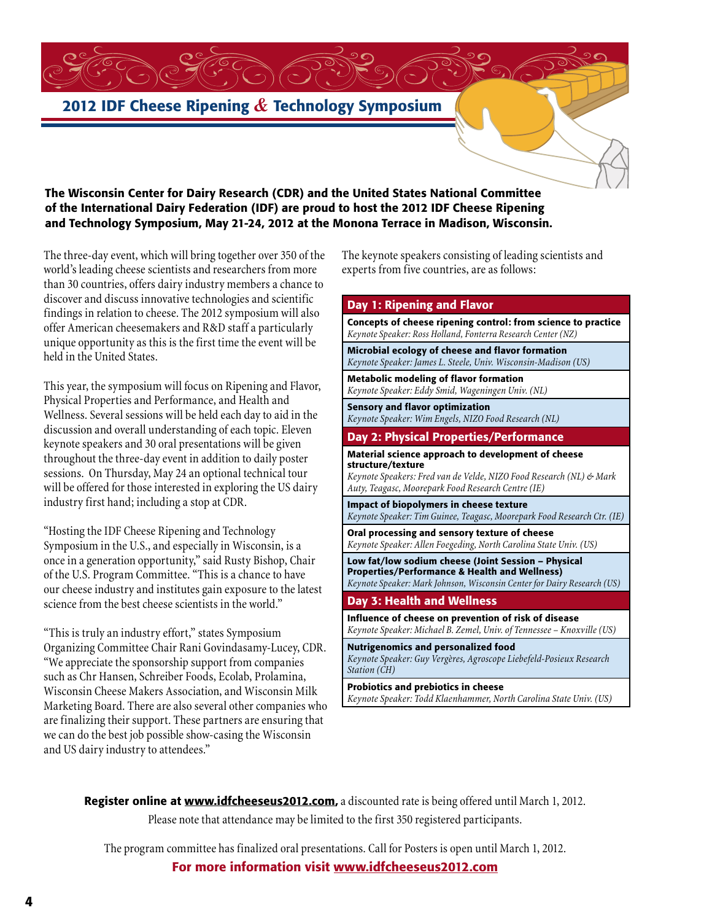## 2012 IDF Cheese Ripening & Technology Symposium

**The Wisconsin Center for Dairy Research (CDR) and the United States National Committee of the International Dairy Federation (IDF) are proud to host the 2012 IDF Cheese Ripening and Technology Symposium, May 21-24, 2012 at the Monona Terrace in Madison, Wisconsin.**

The three-day event, which will bring together over 350 of the world's leading cheese scientists and researchers from more than 30 countries, offers dairy industry members a chance to discover and discuss innovative technologies and scientific findings in relation to cheese. The 2012 symposium will also offer American cheesemakers and R&D staff a particularly unique opportunity as this is the first time the event will be held in the United States.

This year, the symposium will focus on Ripening and Flavor, Physical Properties and Performance, and Health and Wellness. Several sessions will be held each day to aid in the discussion and overall understanding of each topic. Eleven keynote speakers and 30 oral presentations will be given throughout the three-day event in addition to daily poster sessions. On Thursday, May 24 an optional technical tour will be offered for those interested in exploring the US dairy industry first hand; including a stop at CDR.

"Hosting the IDF Cheese Ripening and Technology Symposium in the U.S., and especially in Wisconsin, is a once in a generation opportunity," said Rusty Bishop, Chair of the U.S. Program Committee. "This is a chance to have our cheese industry and institutes gain exposure to the latest science from the best cheese scientists in the world."

"This is truly an industry effort," states Symposium Organizing Committee Chair Rani Govindasamy-Lucey, CDR. "We appreciate the sponsorship support from companies such as Chr Hansen, Schreiber Foods, Ecolab, Prolamina, Wisconsin Cheese Makers Association, and Wisconsin Milk Marketing Board. There are also several other companies who are finalizing their support. These partners are ensuring that we can do the best job possible show-casing the Wisconsin and US dairy industry to attendees."

The keynote speakers consisting of leading scientists and experts from five countries, are as follows:

| **Day 1: Ripening and Flavor** |
|---|
| **Concepts of cheese ripening control: from science to practice**<br>*Keynote Speaker: Ross Holland, Fonterra Research Center (NZ)* |
| **Microbial ecology of cheese and flavor formation**<br>*Keynote Speaker: James L. Steele, Univ. Wisconsin-Madison (US)* |
| **Metabolic modeling of flavor formation**<br>*Keynote Speaker: Eddy Smid, Wageningen Univ. (NL)* |
| **Sensory and flavor optimization**<br>*Keynote Speaker: Wim Engels, NIZO Food Research (NL)* |
| **Day 2: Physical Properties/Performance** |
| **Material science approach to development of cheese structure/texture**<br>*Keynote Speakers: Fred van de Velde, NIZO Food Research (NL) & Mark Auty, Teagasc, Moorepark Food Research Centre (IE)* |
| **Impact of biopolymers in cheese texture**<br>*Keynote Speaker: Tim Guinee, Teagasc, Moorepark Food Research Ctr. (IE)* |
| **Oral processing and sensory texture of cheese**<br>*Keynote Speaker: Allen Foegeding, North Carolina State Univ. (US)* |
| **Low fat/low sodium cheese (Joint Session – Physical Properties/Performance & Health and Wellness)**<br>*Keynote Speaker: Mark Johnson, Wisconsin Center for Dairy Research (US)* |
| **Day 3: Health and Wellness** |
| **Influence of cheese on prevention of risk of disease**<br>*Keynote Speaker: Michael B. Zemel, Univ. of Tennessee – Knoxville (US)* |
| **Nutrigenomics and personalized food**<br>*Keynote Speaker: Guy Vergères, Agroscope Liebefeld-Posieux Research Station (CH)* |
| **Probiotics and prebiotics in cheese**<br>*Keynote Speaker: Todd Klaenhammer, North Carolina State Univ. (US)* |

**Register online at www.idfcheeseus2012.com,** a discounted rate is being offered until March 1, 2012. Please note that attendance may be limited to the first 350 registered participants.

The program committee has finalized oral presentations. Call for Posters is open until March 1, 2012.

**For more information visit www.idfcheeseus2012.com**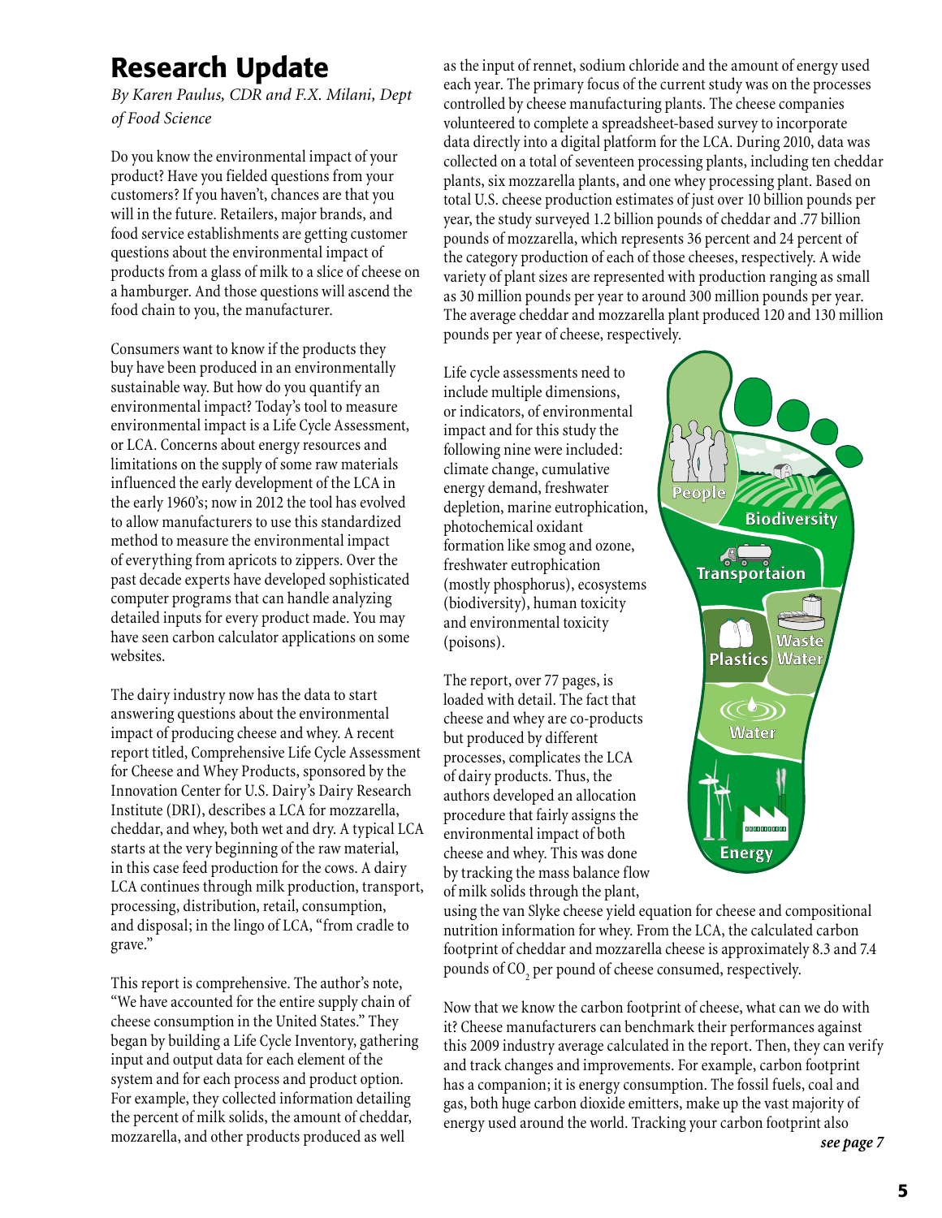# Research Update

*By Karen Paulus, CDR and F.X. Milani, Dept of Food Science*

Do you know the environmental impact of your product? Have you fielded questions from your customers? If you haven't, chances are that you will in the future. Retailers, major brands, and food service establishments are getting customer questions about the environmental impact of products from a glass of milk to a slice of cheese on a hamburger. And those questions will ascend the food chain to you, the manufacturer.

Consumers want to know if the products they buy have been produced in an environmentally sustainable way. But how do you quantify an environmental impact? Today's tool to measure environmental impact is a Life Cycle Assessment, or LCA. Concerns about energy resources and limitations on the supply of some raw materials influenced the early development of the LCA in the early 1960's; now in 2012 the tool has evolved to allow manufacturers to use this standardized method to measure the environmental impact of everything from apricots to zippers. Over the past decade experts have developed sophisticated computer programs that can handle analyzing detailed inputs for every product made. You may have seen carbon calculator applications on some websites.

The dairy industry now has the data to start answering questions about the environmental impact of producing cheese and whey. A recent report titled, Comprehensive Life Cycle Assessment for Cheese and Whey Products, sponsored by the Innovation Center for U.S. Dairy's Dairy Research Institute (DRI), describes a LCA for mozzarella, cheddar, and whey, both wet and dry. A typical LCA starts at the very beginning of the raw material, in this case feed production for the cows. A dairy LCA continues through milk production, transport, processing, distribution, retail, consumption, and disposal; in the lingo of LCA, "from cradle to grave."

This report is comprehensive. The author's note, "We have accounted for the entire supply chain of cheese consumption in the United States." They began by building a Life Cycle Inventory, gathering input and output data for each element of the system and for each process and product option. For example, they collected information detailing the percent of milk solids, the amount of cheddar, mozzarella, and other products produced as well as the input of rennet, sodium chloride and the amount of energy used each year. The primary focus of the current study was on the processes controlled by cheese manufacturing plants. The cheese companies volunteered to complete a spreadsheet-based survey to incorporate data directly into a digital platform for the LCA. During 2010, data was collected on a total of seventeen processing plants, including ten cheddar plants, six mozzarella plants, and one whey processing plant. Based on total U.S. cheese production estimates of just over 10 billion pounds per year, the study surveyed 1.2 billion pounds of cheddar and .77 billion pounds of mozzarella, which represents 36 percent and 24 percent of the category production of each of those cheeses, respectively. A wide variety of plant sizes are represented with production ranging as small as 30 million pounds per year to around 300 million pounds per year. The average cheddar and mozzarella plant produced 120 and 130 million pounds per year of cheese, respectively.

Life cycle assessments need to include multiple dimensions, or indicators, of environmental impact and for this study the following nine were included: climate change, cumulative energy demand, freshwater depletion, marine eutrophication, photochemical oxidant formation like smog and ozone, freshwater eutrophication (mostly phosphorus), ecosystems (biodiversity), human toxicity and environmental toxicity (poisons).

People
Biodiversity
Transportaion
Plastics
Waste Water
Water
Energy

The report, over 77 pages, is loaded with detail. The fact that cheese and whey are co-products but produced by different processes, complicates the LCA of dairy products. Thus, the authors developed an allocation procedure that fairly assigns the environmental impact of both cheese and whey. This was done by tracking the mass balance flow of milk solids through the plant, using the van Slyke cheese yield equation for cheese and compositional nutrition information for whey. From the LCA, the calculated carbon footprint of cheddar and mozzarella cheese is approximately 8.3 and 7.4 pounds of $CO_2$ per pound of cheese consumed, respectively.

Now that we know the carbon footprint of cheese, what can we do with it? Cheese manufacturers can benchmark their performances against this 2009 industry average calculated in the report. Then, they can verify and track changes and improvements. For example, carbon footprint has a companion; it is energy consumption. The fossil fuels, coal and gas, both huge carbon dioxide emitters, make up the vast majority of energy used around the world. Tracking your carbon footprint also

***see page 7***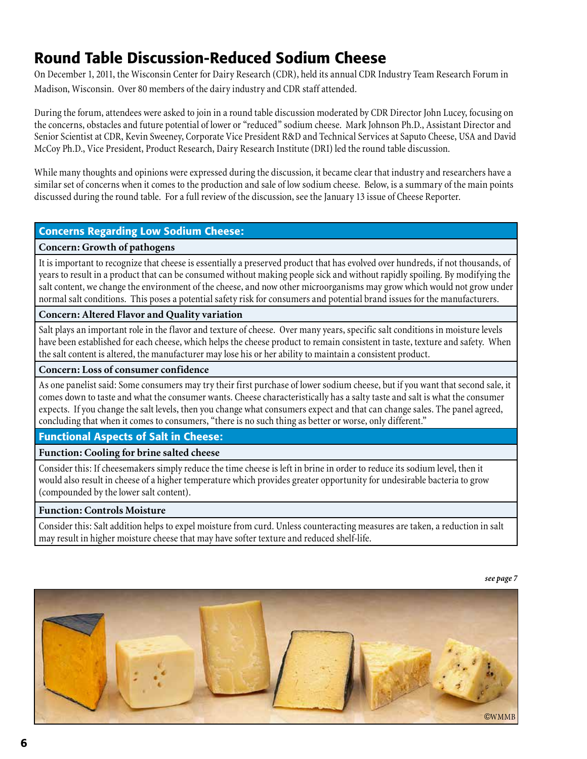# Round Table Discussion-Reduced Sodium Cheese

On December 1, 2011, the Wisconsin Center for Dairy Research (CDR), held its annual CDR Industry Team Research Forum in Madison, Wisconsin. Over 80 members of the dairy industry and CDR staff attended.

During the forum, attendees were asked to join in a round table discussion moderated by CDR Director John Lucey, focusing on the concerns, obstacles and future potential of lower or "reduced" sodium cheese. Mark Johnson Ph.D., Assistant Director and Senior Scientist at CDR, Kevin Sweeney, Corporate Vice President R&D and Technical Services at Saputo Cheese, USA and David McCoy Ph.D., Vice President, Product Research, Dairy Research Institute (DRI) led the round table discussion.

While many thoughts and opinions were expressed during the discussion, it became clear that industry and researchers have a similar set of concerns when it comes to the production and sale of low sodium cheese. Below, is a summary of the main points discussed during the round table. For a full review of the discussion, see the January 13 issue of Cheese Reporter.

## Concerns Regarding Low Sodium Cheese:

**Concern: Growth of pathogens**

It is important to recognize that cheese is essentially a preserved product that has evolved over hundreds, if not thousands, of years to result in a product that can be consumed without making people sick and without rapidly spoiling. By modifying the salt content, we change the environment of the cheese, and now other microorganisms may grow which would not grow under normal salt conditions. This poses a potential safety risk for consumers and potential brand issues for the manufacturers.

**Concern: Altered Flavor and Quality variation**

Salt plays an important role in the flavor and texture of cheese. Over many years, specific salt conditions in moisture levels have been established for each cheese, which helps the cheese product to remain consistent in taste, texture and safety. When the salt content is altered, the manufacturer may lose his or her ability to maintain a consistent product.

**Concern: Loss of consumer confidence**

As one panelist said: Some consumers may try their first purchase of lower sodium cheese, but if you want that second sale, it comes down to taste and what the consumer wants. Cheese characteristically has a salty taste and salt is what the consumer expects. If you change the salt levels, then you change what consumers expect and that can change sales. The panel agreed, concluding that when it comes to consumers, "there is no such thing as better or worse, only different."

## Functional Aspects of Salt in Cheese:

**Function: Cooling for brine salted cheese**

Consider this: If cheesemakers simply reduce the time cheese is left in brine in order to reduce its sodium level, then it would also result in cheese of a higher temperature which provides greater opportunity for undesirable bacteria to grow (compounded by the lower salt content).

**Function: Controls Moisture**

Consider this: Salt addition helps to expel moisture from curd. Unless counteracting measures are taken, a reduction in salt may result in higher moisture cheese that may have softer texture and reduced shelf-life.

*see page 7*

©WMMB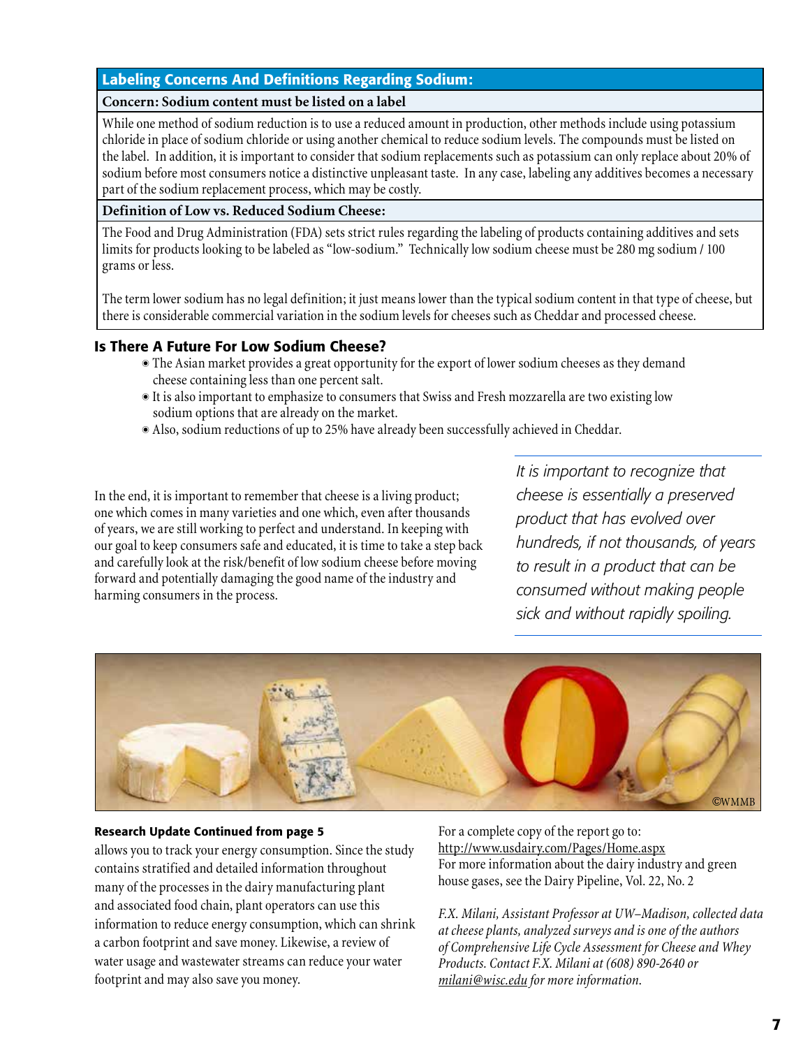## Labeling Concerns And Definitions Regarding Sodium:

### Concern: Sodium content must be listed on a label

While one method of sodium reduction is to use a reduced amount in production, other methods include using potassium chloride in place of sodium chloride or using another chemical to reduce sodium levels. The compounds must be listed on the label. In addition, it is important to consider that sodium replacements such as potassium can only replace about 20% of sodium before most consumers notice a distinctive unpleasant taste. In any case, labeling any additives becomes a necessary part of the sodium replacement process, which may be costly.

### Definition of Low vs. Reduced Sodium Cheese:

The Food and Drug Administration (FDA) sets strict rules regarding the labeling of products containing additives and sets limits for products looking to be labeled as "low-sodium." Technically low sodium cheese must be 280 mg sodium / 100 grams or less.

The term lower sodium has no legal definition; it just means lower than the typical sodium content in that type of cheese, but there is considerable commercial variation in the sodium levels for cheeses such as Cheddar and processed cheese.

## Is There A Future For Low Sodium Cheese?

- The Asian market provides a great opportunity for the export of lower sodium cheeses as they demand cheese containing less than one percent salt.
- It is also important to emphasize to consumers that Swiss and Fresh mozzarella are two existing low sodium options that are already on the market.
- Also, sodium reductions of up to 25% have already been successfully achieved in Cheddar.

In the end, it is important to remember that cheese is a living product; one which comes in many varieties and one which, even after thousands of years, we are still working to perfect and understand. In keeping with our goal to keep consumers safe and educated, it is time to take a step back and carefully look at the risk/benefit of low sodium cheese before moving forward and potentially damaging the good name of the industry and harming consumers in the process.

*It is important to recognize that cheese is essentially a preserved product that has evolved over hundreds, if not thousands, of years to result in a product that can be consumed without making people sick and without rapidly spoiling.*

©WMMB

### Research Update Continued from page 5

allows you to track your energy consumption. Since the study contains stratified and detailed information throughout many of the processes in the dairy manufacturing plant and associated food chain, plant operators can use this information to reduce energy consumption, which can shrink a carbon footprint and save money. Likewise, a review of water usage and wastewater streams can reduce your water footprint and may also save you money.

For a complete copy of the report go to: http://www.usdairy.com/Pages/Home.aspx
For more information about the dairy industry and green house gases, see the Dairy Pipeline, Vol. 22, No. 2

*F.X. Milani, Assistant Professor at UW–Madison, collected data at cheese plants, analyzed surveys and is one of the authors of Comprehensive Life Cycle Assessment for Cheese and Whey Products. Contact F.X. Milani at (608) 890-2640 or milani@wisc.edu for more information.*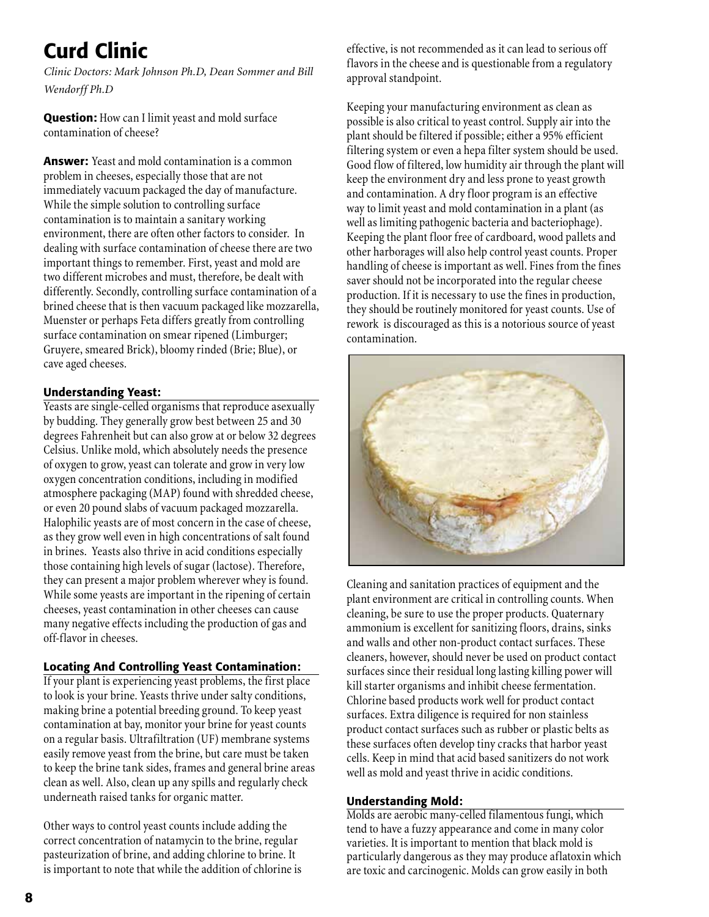# Curd Clinic

*Clinic Doctors: Mark Johnson Ph.D, Dean Sommer and Bill Wendorff Ph.D*

**Question:** How can I limit yeast and mold surface contamination of cheese?

**Answer:** Yeast and mold contamination is a common problem in cheeses, especially those that are not immediately vacuum packaged the day of manufacture. While the simple solution to controlling surface contamination is to maintain a sanitary working environment, there are often other factors to consider. In dealing with surface contamination of cheese there are two important things to remember. First, yeast and mold are two different microbes and must, therefore, be dealt with differently. Secondly, controlling surface contamination of a brined cheese that is then vacuum packaged like mozzarella, Muenster or perhaps Feta differs greatly from controlling surface contamination on smear ripened (Limburger; Gruyere, smeared Brick), bloomy rinded (Brie; Blue), or cave aged cheeses.

### Understanding Yeast:

Yeasts are single-celled organisms that reproduce asexually by budding. They generally grow best between 25 and 30 degrees Fahrenheit but can also grow at or below 32 degrees Celsius. Unlike mold, which absolutely needs the presence of oxygen to grow, yeast can tolerate and grow in very low oxygen concentration conditions, including in modified atmosphere packaging (MAP) found with shredded cheese, or even 20 pound slabs of vacuum packaged mozzarella. Halophilic yeasts are of most concern in the case of cheese, as they grow well even in high concentrations of salt found in brines. Yeasts also thrive in acid conditions especially those containing high levels of sugar (lactose). Therefore, they can present a major problem wherever whey is found. While some yeasts are important in the ripening of certain cheeses, yeast contamination in other cheeses can cause many negative effects including the production of gas and off-flavor in cheeses.

### Locating And Controlling Yeast Contamination:

If your plant is experiencing yeast problems, the first place to look is your brine. Yeasts thrive under salty conditions, making brine a potential breeding ground. To keep yeast contamination at bay, monitor your brine for yeast counts on a regular basis. Ultrafiltration (UF) membrane systems easily remove yeast from the brine, but care must be taken to keep the brine tank sides, frames and general brine areas clean as well. Also, clean up any spills and regularly check underneath raised tanks for organic matter.

Other ways to control yeast counts include adding the correct concentration of natamycin to the brine, regular pasteurization of brine, and adding chlorine to brine. It is important to note that while the addition of chlorine is effective, is not recommended as it can lead to serious off flavors in the cheese and is questionable from a regulatory approval standpoint.

Keeping your manufacturing environment as clean as possible is also critical to yeast control. Supply air into the plant should be filtered if possible; either a 95% efficient filtering system or even a hepa filter system should be used. Good flow of filtered, low humidity air through the plant will keep the environment dry and less prone to yeast growth and contamination. A dry floor program is an effective way to limit yeast and mold contamination in a plant (as well as limiting pathogenic bacteria and bacteriophage). Keeping the plant floor free of cardboard, wood pallets and other harborages will also help control yeast counts. Proper handling of cheese is important as well. Fines from the fines saver should not be incorporated into the regular cheese production. If it is necessary to use the fines in production, they should be routinely monitored for yeast counts. Use of rework is discouraged as this is a notorious source of yeast contamination.

Cleaning and sanitation practices of equipment and the plant environment are critical in controlling counts. When cleaning, be sure to use the proper products. Quaternary ammonium is excellent for sanitizing floors, drains, sinks and walls and other non-product contact surfaces. These cleaners, however, should never be used on product contact surfaces since their residual long lasting killing power will kill starter organisms and inhibit cheese fermentation. Chlorine based products work well for product contact surfaces. Extra diligence is required for non stainless product contact surfaces such as rubber or plastic belts as these surfaces often develop tiny cracks that harbor yeast cells. Keep in mind that acid based sanitizers do not work well as mold and yeast thrive in acidic conditions.

### Understanding Mold:

Molds are aerobic many-celled filamentous fungi, which tend to have a fuzzy appearance and come in many color varieties. It is important to mention that black mold is particularly dangerous as they may produce aflatoxin which are toxic and carcinogenic. Molds can grow easily in both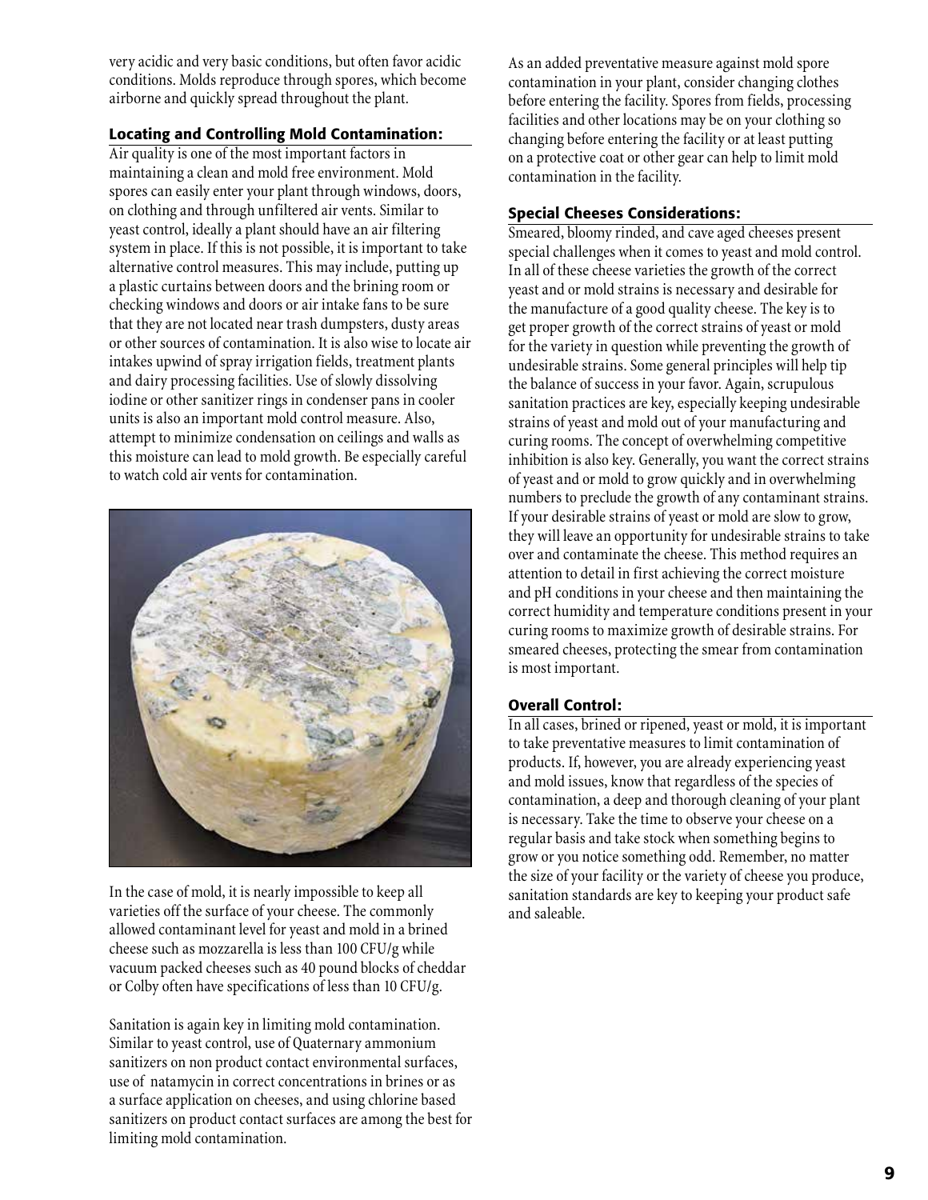very acidic and very basic conditions, but often favor acidic conditions. Molds reproduce through spores, which become airborne and quickly spread throughout the plant.

### Locating and Controlling Mold Contamination:

Air quality is one of the most important factors in maintaining a clean and mold free environment. Mold spores can easily enter your plant through windows, doors, on clothing and through unfiltered air vents. Similar to yeast control, ideally a plant should have an air filtering system in place. If this is not possible, it is important to take alternative control measures. This may include, putting up a plastic curtains between doors and the brining room or checking windows and doors or air intake fans to be sure that they are not located near trash dumpsters, dusty areas or other sources of contamination. It is also wise to locate air intakes upwind of spray irrigation fields, treatment plants and dairy processing facilities. Use of slowly dissolving iodine or other sanitizer rings in condenser pans in cooler units is also an important mold control measure. Also, attempt to minimize condensation on ceilings and walls as this moisture can lead to mold growth. Be especially careful to watch cold air vents for contamination.

In the case of mold, it is nearly impossible to keep all varieties off the surface of your cheese. The commonly allowed contaminant level for yeast and mold in a brined cheese such as mozzarella is less than 100 CFU/g while vacuum packed cheeses such as 40 pound blocks of cheddar or Colby often have specifications of less than 10 CFU/g.

Sanitation is again key in limiting mold contamination. Similar to yeast control, use of Quaternary ammonium sanitizers on non product contact environmental surfaces, use of natamycin in correct concentrations in brines or as a surface application on cheeses, and using chlorine based sanitizers on product contact surfaces are among the best for limiting mold contamination.

As an added preventative measure against mold spore contamination in your plant, consider changing clothes before entering the facility. Spores from fields, processing facilities and other locations may be on your clothing so changing before entering the facility or at least putting on a protective coat or other gear can help to limit mold contamination in the facility.

### Special Cheeses Considerations:

Smeared, bloomy rinded, and cave aged cheeses present special challenges when it comes to yeast and mold control. In all of these cheese varieties the growth of the correct yeast and or mold strains is necessary and desirable for the manufacture of a good quality cheese. The key is to get proper growth of the correct strains of yeast or mold for the variety in question while preventing the growth of undesirable strains. Some general principles will help tip the balance of success in your favor. Again, scrupulous sanitation practices are key, especially keeping undesirable strains of yeast and mold out of your manufacturing and curing rooms. The concept of overwhelming competitive inhibition is also key. Generally, you want the correct strains of yeast and or mold to grow quickly and in overwhelming numbers to preclude the growth of any contaminant strains. If your desirable strains of yeast or mold are slow to grow, they will leave an opportunity for undesirable strains to take over and contaminate the cheese. This method requires an attention to detail in first achieving the correct moisture and pH conditions in your cheese and then maintaining the correct humidity and temperature conditions present in your curing rooms to maximize growth of desirable strains. For smeared cheeses, protecting the smear from contamination is most important.

### Overall Control:

In all cases, brined or ripened, yeast or mold, it is important to take preventative measures to limit contamination of products. If, however, you are already experiencing yeast and mold issues, know that regardless of the species of contamination, a deep and thorough cleaning of your plant is necessary. Take the time to observe your cheese on a regular basis and take stock when something begins to grow or you notice something odd. Remember, no matter the size of your facility or the variety of cheese you produce, sanitation standards are key to keeping your product safe and saleable.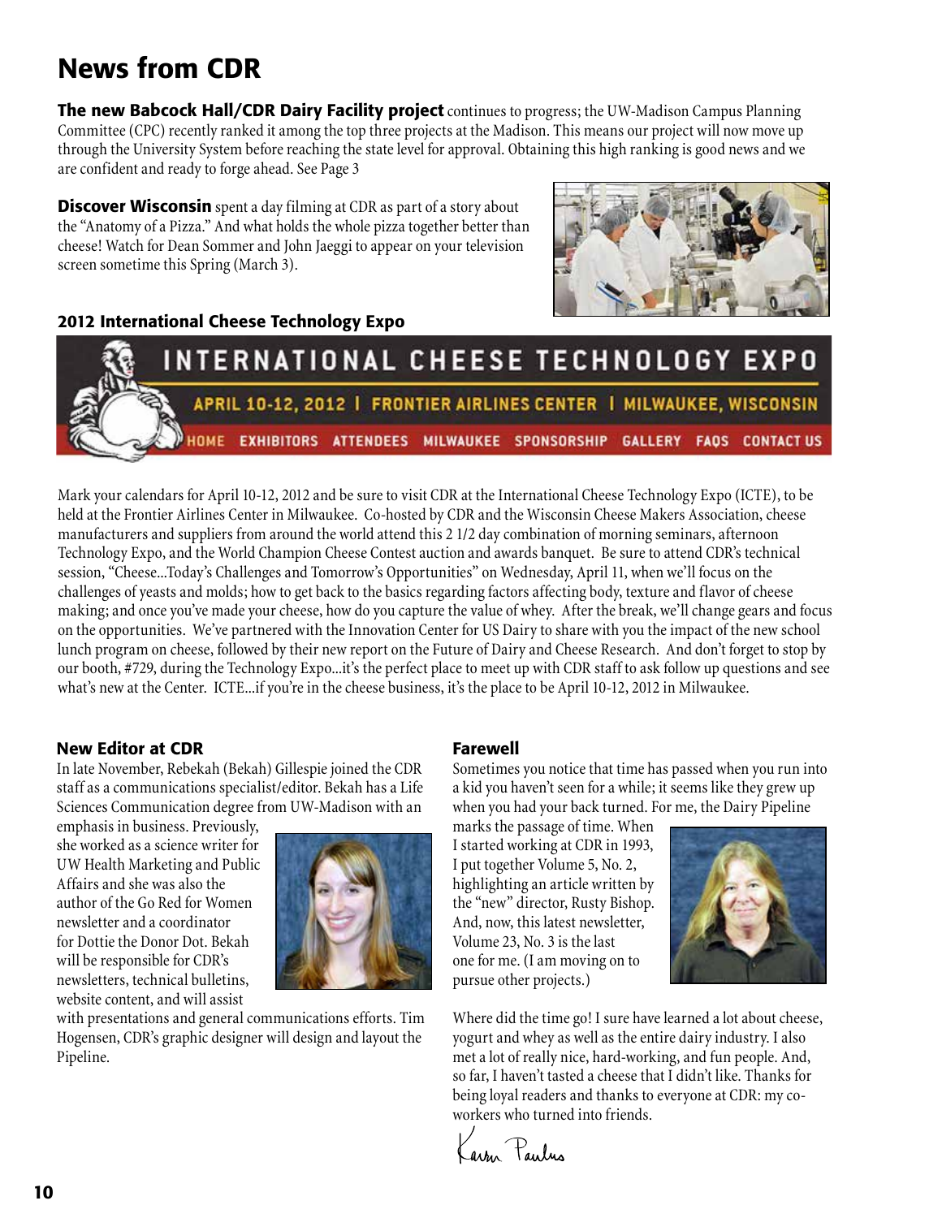# News from CDR

**The new Babcock Hall/CDR Dairy Facility project** continues to progress; the UW-Madison Campus Planning Committee (CPC) recently ranked it among the top three projects at the Madison. This means our project will now move up through the University System before reaching the state level for approval. Obtaining this high ranking is good news and we are confident and ready to forge ahead. See Page 3

**Discover Wisconsin** spent a day filming at CDR as part of a story about the "Anatomy of a Pizza." And what holds the whole pizza together better than cheese! Watch for Dean Sommer and John Jaeggi to appear on your television screen sometime this Spring (March 3).

## 2012 International Cheese Technology Expo

INTERNATIONAL CHEESE TECHNOLOGY EXPO

APRIL 10-12, 2012 | FRONTIER AIRLINES CENTER | MILWAUKEE, WISCONSIN

HOME EXHIBITORS ATTENDEES MILWAUKEE SPONSORSHIP GALLERY FAQS CONTACT US

Mark your calendars for April 10-12, 2012 and be sure to visit CDR at the International Cheese Technology Expo (ICTE), to be held at the Frontier Airlines Center in Milwaukee. Co-hosted by CDR and the Wisconsin Cheese Makers Association, cheese manufacturers and suppliers from around the world attend this 2 1/2 day combination of morning seminars, afternoon Technology Expo, and the World Champion Cheese Contest auction and awards banquet. Be sure to attend CDR's technical session, "Cheese...Today's Challenges and Tomorrow's Opportunities" on Wednesday, April 11, when we'll focus on the challenges of yeasts and molds; how to get back to the basics regarding factors affecting body, texture and flavor of cheese making; and once you've made your cheese, how do you capture the value of whey. After the break, we'll change gears and focus on the opportunities. We've partnered with the Innovation Center for US Dairy to share with you the impact of the new school lunch program on cheese, followed by their new report on the Future of Dairy and Cheese Research. And don't forget to stop by our booth, #729, during the Technology Expo...it's the perfect place to meet up with CDR staff to ask follow up questions and see what's new at the Center. ICTE...if you're in the cheese business, it's the place to be April 10-12, 2012 in Milwaukee.

## New Editor at CDR

In late November, Rebekah (Bekah) Gillespie joined the CDR staff as a communications specialist/editor. Bekah has a Life Sciences Communication degree from UW-Madison with an emphasis in business. Previously, she worked as a science writer for UW Health Marketing and Public Affairs and she was also the author of the Go Red for Women newsletter and a coordinator for Dottie the Donor Dot. Bekah will be responsible for CDR's newsletters, technical bulletins, website content, and will assist with presentations and general communications efforts. Tim Hogensen, CDR's graphic designer will design and layout the Pipeline.

## Farewell

Sometimes you notice that time has passed when you run into a kid you haven't seen for a while; it seems like they grew up when you had your back turned. For me, the Dairy Pipeline marks the passage of time. When I started working at CDR in 1993, I put together Volume 5, No. 2, highlighting an article written by the "new" director, Rusty Bishop. And, now, this latest newsletter, Volume 23, No. 3 is the last one for me. (I am moving on to pursue other projects.)

Where did the time go! I sure have learned a lot about cheese, yogurt and whey as well as the entire dairy industry. I also met a lot of really nice, hard-working, and fun people. And, so far, I haven't tasted a cheese that I didn't like. Thanks for being loyal readers and thanks to everyone at CDR: my co-workers who turned into friends.

Karen Paulus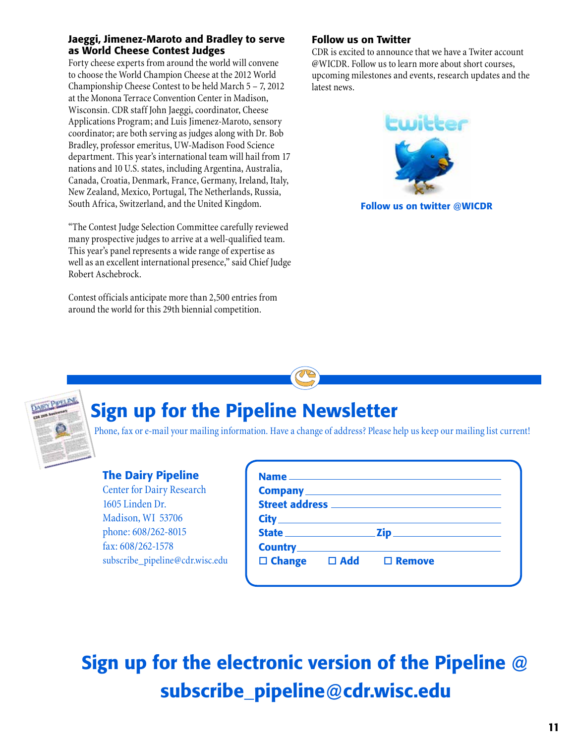### Jaeggi, Jimenez-Maroto and Bradley to serve as World Cheese Contest Judges

Forty cheese experts from around the world will convene to choose the World Champion Cheese at the 2012 World Championship Cheese Contest to be held March 5 – 7, 2012 at the Monona Terrace Convention Center in Madison, Wisconsin. CDR staff John Jaeggi, coordinator, Cheese Applications Program; and Luis Jimenez-Maroto, sensory coordinator; are both serving as judges along with Dr. Bob Bradley, professor emeritus, UW-Madison Food Science department. This year's international team will hail from 17 nations and 10 U.S. states, including Argentina, Australia, Canada, Croatia, Denmark, France, Germany, Ireland, Italy, New Zealand, Mexico, Portugal, The Netherlands, Russia, South Africa, Switzerland, and the United Kingdom.

"The Contest Judge Selection Committee carefully reviewed many prospective judges to arrive at a well-qualified team. This year's panel represents a wide range of expertise as well as an excellent international presence," said Chief Judge Robert Aschebrock.

Contest officials anticipate more than 2,500 entries from around the world for this 29th biennial competition.

### Follow us on Twitter

CDR is excited to announce that we have a Twiter account @WICDR. Follow us to learn more about short courses, upcoming milestones and events, research updates and the latest news.

**Follow us on twitter @WICDR**

## Sign up for the Pipeline Newsletter

Phone, fax or e-mail your mailing information. Have a change of address? Please help us keep our mailing list current!

**The Dairy Pipeline**
Center for Dairy Research
1605 Linden Dr.
Madison, WI 53706
phone: 608/262-8015
fax: 608/262-1578
subscribe_pipeline@cdr.wisc.edu

**Name** ____________________
**Company** ____________________
**Street address** ____________________
**City** ____________________
**State** __________ **Zip** __________
**Country** ____________________
☐ **Change** ☐ **Add** ☐ **Remove**

## Sign up for the electronic version of the Pipeline @ subscribe_pipeline@cdr.wisc.edu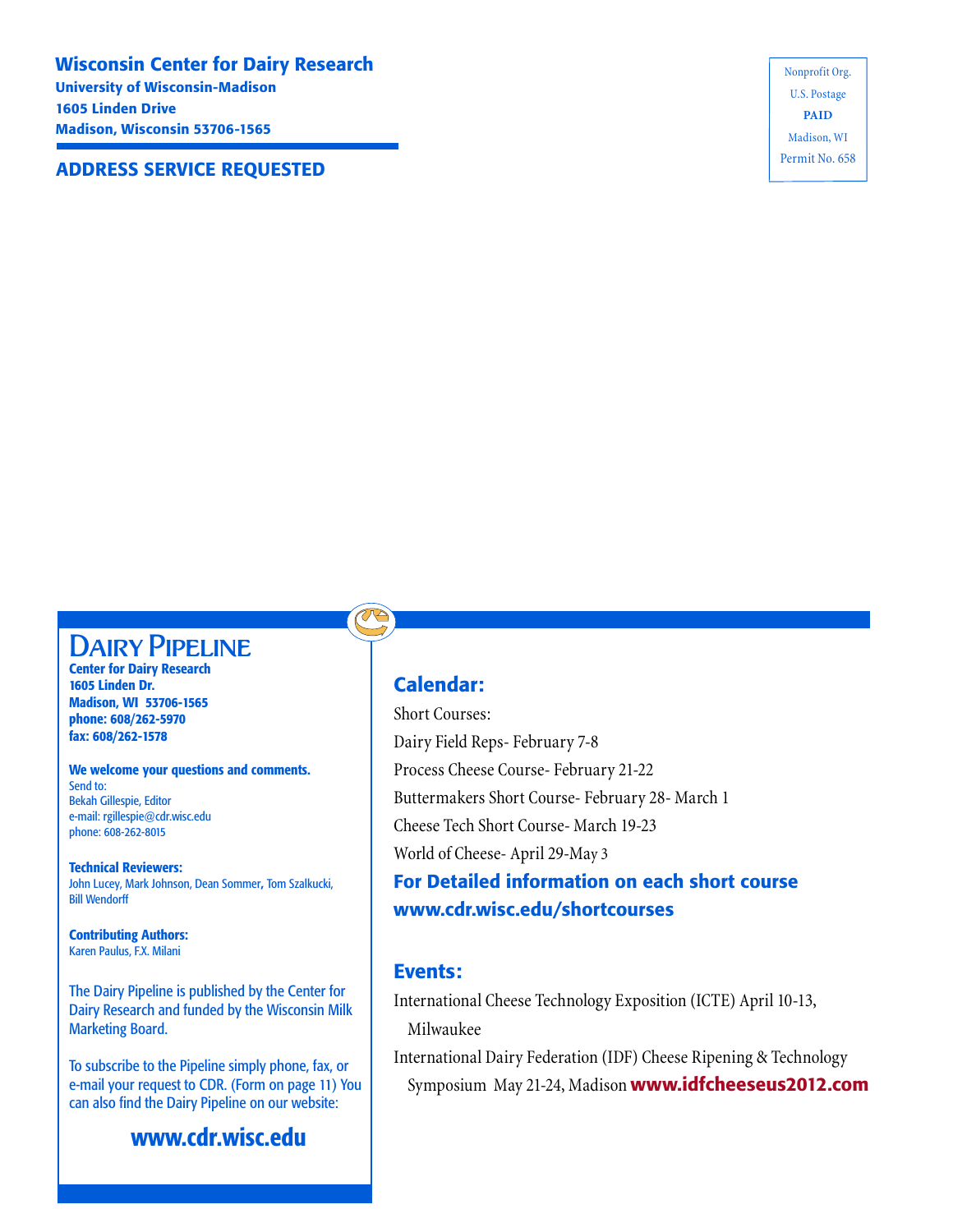**Wisconsin Center for Dairy Research**
**University of Wisconsin-Madison**
**1605 Linden Drive**
**Madison, Wisconsin 53706-1565**

**ADDRESS SERVICE REQUESTED**

Nonprofit Org.
U.S. Postage
**PAID**
Madison, WI
Permit No. 658

# DAIRY PIPELINE

**Center for Dairy Research**
**1605 Linden Dr.**
**Madison, WI 53706-1565**
**phone: 608/262-5970**
**fax: 608/262-1578**

**We welcome your questions and comments.**
Send to:
Bekah Gillespie, Editor
e-mail: rgillespie@cdr.wisc.edu
phone: 608-262-8015

**Technical Reviewers:**
John Lucey, Mark Johnson, Dean Sommer, Tom Szalkucki, Bill Wendorff

**Contributing Authors:**
Karen Paulus, F.X. Milani

The Dairy Pipeline is published by the Center for Dairy Research and funded by the Wisconsin Milk Marketing Board.

To subscribe to the Pipeline simply phone, fax, or e-mail your request to CDR. (Form on page 11) You can also find the Dairy Pipeline on our website:

**www.cdr.wisc.edu**

## Calendar:

Short Courses:

Dairy Field Reps- February 7-8

Process Cheese Course- February 21-22

Buttermakers Short Course- February 28- March 1

Cheese Tech Short Course- March 19-23

World of Cheese- April 29-May 3

**For Detailed information on each short course**
**www.cdr.wisc.edu/shortcourses**

## Events:

International Cheese Technology Exposition (ICTE) April 10-13, Milwaukee

International Dairy Federation (IDF) Cheese Ripening & Technology Symposium May 21-24, Madison **www.idfcheeseus2012.com**